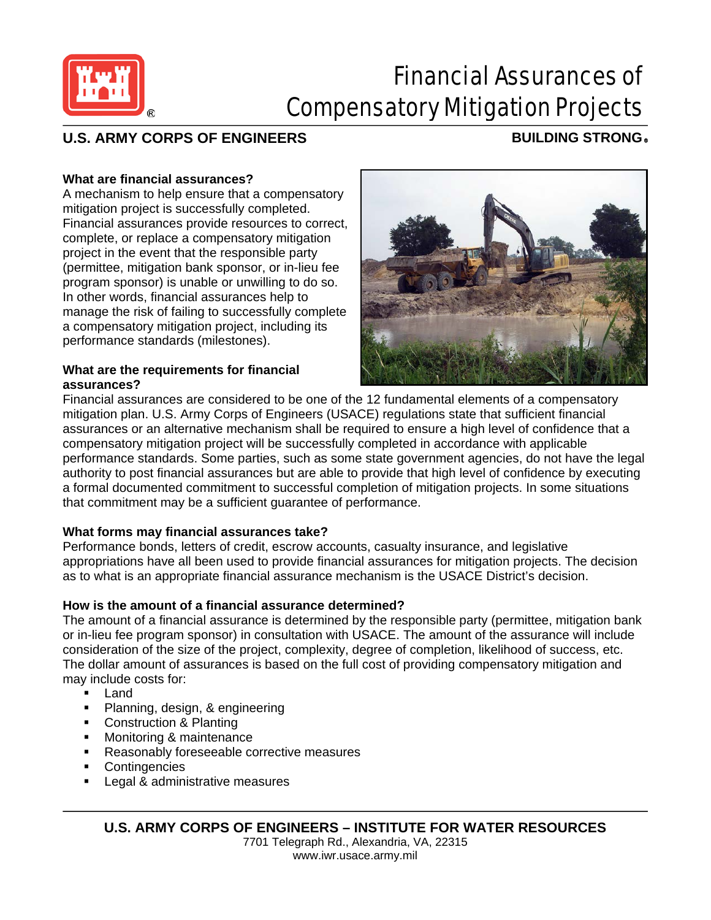# Financial Assurances of Compensatory Mitigation Projects

**U.S. ARMY CORPS OF ENGINEERS** **BUILDING STRONG®**

**What are financial assurances?**

A mechanism to help ensure that a compensatory mitigation project is successfully completed. Financial assurances provide resources to correct, complete, or replace a compensatory mitigation project in the event that the responsible party (permittee, mitigation bank sponsor, or in-lieu fee program sponsor) is unable or unwilling to do so. In other words, financial assurances help to manage the risk of failing to successfully complete a compensatory mitigation project, including its performance standards (milestones).

**What are the requirements for financial assurances?**

Financial assurances are considered to be one of the 12 fundamental elements of a compensatory mitigation plan. U.S. Army Corps of Engineers (USACE) regulations state that sufficient financial assurances or an alternative mechanism shall be required to ensure a high level of confidence that a compensatory mitigation project will be successfully completed in accordance with applicable performance standards. Some parties, such as some state government agencies, do not have the legal authority to post financial assurances but are able to provide that high level of confidence by executing a formal documented commitment to successful completion of mitigation projects. In some situations that commitment may be a sufficient guarantee of performance.

**What forms may financial assurances take?**

Performance bonds, letters of credit, escrow accounts, casualty insurance, and legislative appropriations have all been used to provide financial assurances for mitigation projects. The decision as to what is an appropriate financial assurance mechanism is the USACE District's decision.

**How is the amount of a financial assurance determined?**

The amount of a financial assurance is determined by the responsible party (permittee, mitigation bank or in-lieu fee program sponsor) in consultation with USACE. The amount of the assurance will include consideration of the size of the project, complexity, degree of completion, likelihood of success, etc. The dollar amount of assurances is based on the full cost of providing compensatory mitigation and may include costs for:

- Land
- Planning, design, & engineering
- Construction & Planting
- Monitoring & maintenance
- Reasonably foreseeable corrective measures
- Contingencies
- Legal & administrative measures

**U.S. ARMY CORPS OF ENGINEERS – INSTITUTE FOR WATER RESOURCES**
7701 Telegraph Rd., Alexandria, VA, 22315
www.iwr.usace.army.mil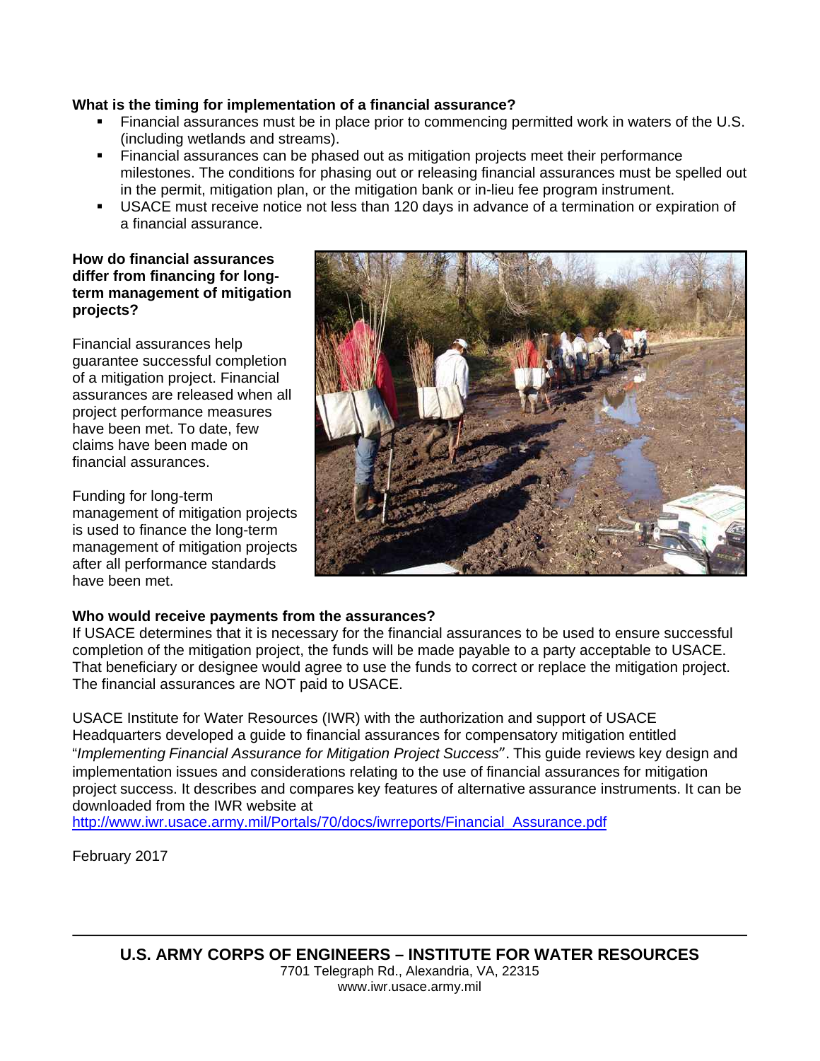**What is the timing for implementation of a financial assurance?**

- Financial assurances must be in place prior to commencing permitted work in waters of the U.S. (including wetlands and streams).
- Financial assurances can be phased out as mitigation projects meet their performance milestones. The conditions for phasing out or releasing financial assurances must be spelled out in the permit, mitigation plan, or the mitigation bank or in-lieu fee program instrument.
- USACE must receive notice not less than 120 days in advance of a termination or expiration of a financial assurance.

**How do financial assurances differ from financing for long-term management of mitigation projects?**

Financial assurances help guarantee successful completion of a mitigation project. Financial assurances are released when all project performance measures have been met. To date, few claims have been made on financial assurances.

Funding for long-term management of mitigation projects is used to finance the long-term management of mitigation projects after all performance standards have been met.

**Who would receive payments from the assurances?**

If USACE determines that it is necessary for the financial assurances to be used to ensure successful completion of the mitigation project, the funds will be made payable to a party acceptable to USACE. That beneficiary or designee would agree to use the funds to correct or replace the mitigation project. The financial assurances are NOT paid to USACE.

USACE Institute for Water Resources (IWR) with the authorization and support of USACE Headquarters developed a guide to financial assurances for compensatory mitigation entitled "*Implementing Financial Assurance for Mitigation Project Success*". This guide reviews key design and implementation issues and considerations relating to the use of financial assurances for mitigation project success. It describes and compares key features of alternative assurance instruments. It can be downloaded from the IWR website at
http://www.iwr.usace.army.mil/Portals/70/docs/iwrreports/Financial_Assurance.pdf

February 2017

**U.S. ARMY CORPS OF ENGINEERS – INSTITUTE FOR WATER RESOURCES**
7701 Telegraph Rd., Alexandria, VA, 22315
www.iwr.usace.army.mil